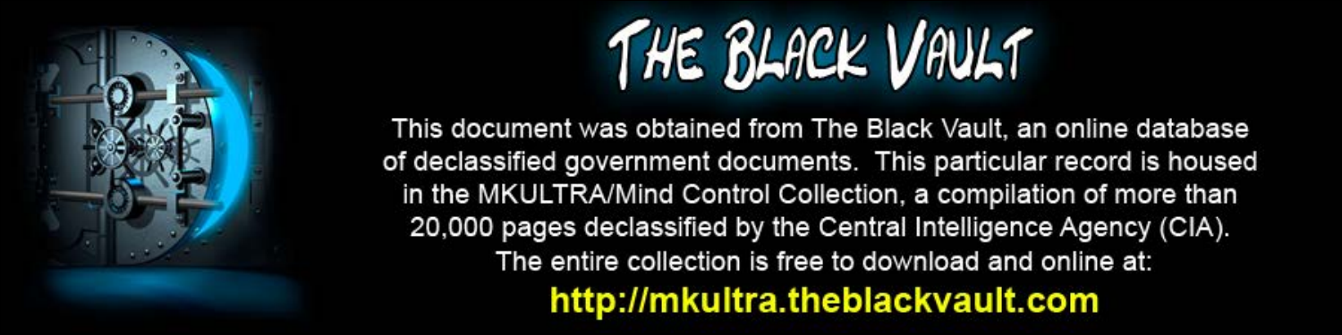# THE BLACK VAULT

This document was obtained from The Black Vault, an online database of declassified government documents. This particular record is housed in the MKULTRA/Mind Control Collection, a compilation of more than 20,000 pages declassified by the Central Intelligence Agency (CIA). The entire collection is free to download and online at:

**http://mkultra.theblackvault.com**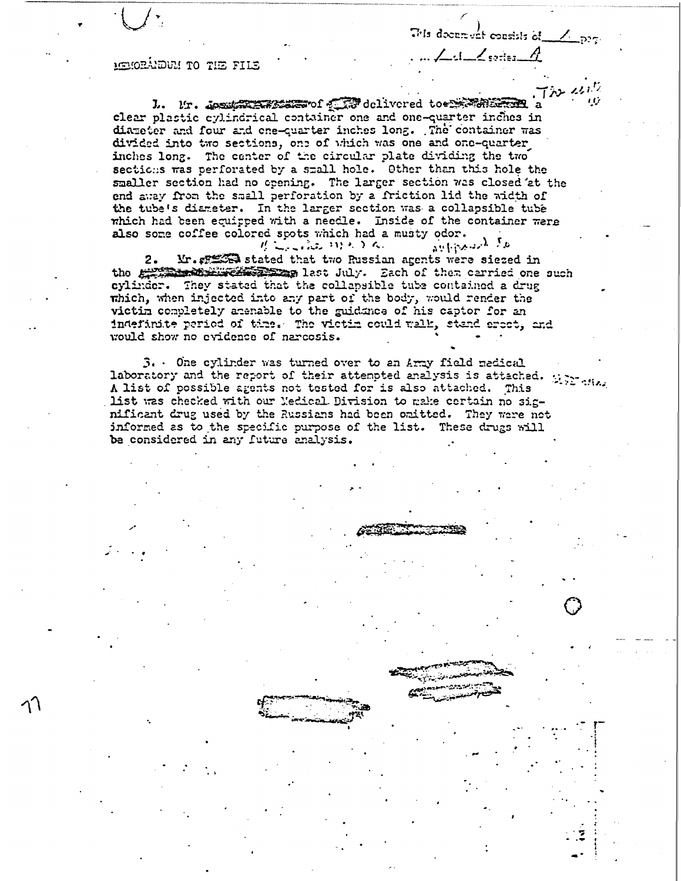This document consists of 1 page
... 1 of 1 series A

MEMORANDUM TO THE FILE

1. Mr. [redacted] of [redacted] delivered to [redacted] a clear plastic cylindrical container one and one-quarter inches in diameter and four and one-quarter inches long. The container was divided into two sections, one of which was one and one-quarter inches long. The center of the circular plate dividing the two sections was perforated by a small hole. Other than this hole the smaller section had no opening. The larger section was closed at the end away from the small perforation by a friction lid the width of the tube's diameter. In the larger section was a collapsible tube which had been equipped with a needle. Inside of the container were also some coffee colored spots which had a musty odor.

2. Mr. [redacted] stated that two Russian agents were siezed in the [redacted] last July. Each of them carried one such cylinder. They stated that the collapsible tube contained a drug which, when injected into any part of the body, would render the victim completely amenable to the guidance of his captor for an indefinite period of time. The victim could walk, stand erect, and would show no evidence of narcosis.

3. One cylinder was turned over to an Army field medical laboratory and the report of their attempted analysis is attached. A list of possible agents not tested for is also attached. This list was checked with our Medical Division to make certain no significant drug used by the Russians had been omitted. They were not informed as to the specific purpose of the list. These drugs will be considered in any future analysis.